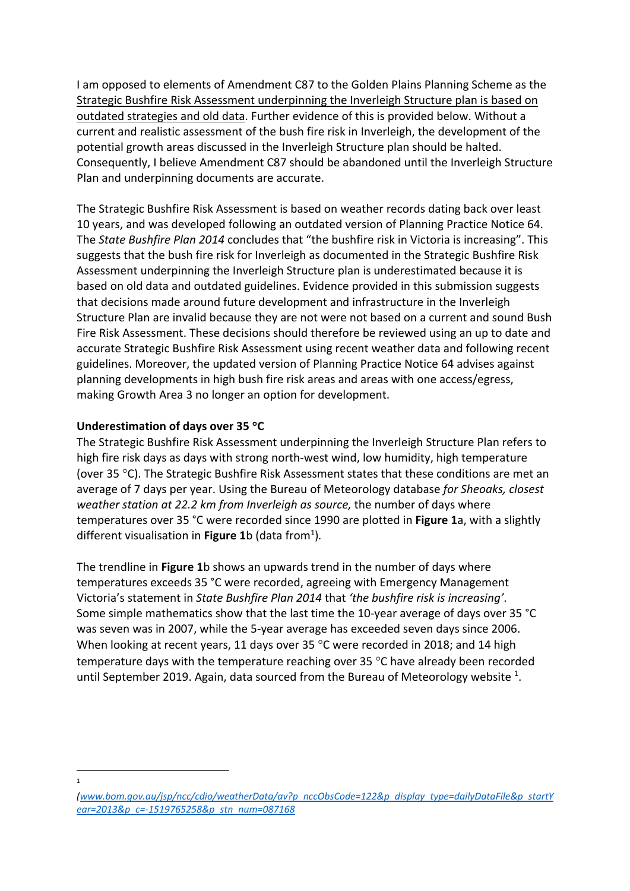I am opposed to elements of Amendment C87 to the Golden Plains Planning Scheme as the <u>Strategic Bushfire Risk Assessment underpinning the Inverleigh Structure plan is based on outdated strategies and old data</u>. Further evidence of this is provided below. Without a current and realistic assessment of the bush fire risk in Inverleigh, the development of the potential growth areas discussed in the Inverleigh Structure plan should be halted. Consequently, I believe Amendment C87 should be abandoned until the Inverleigh Structure Plan and underpinning documents are accurate.

The Strategic Bushfire Risk Assessment is based on weather records dating back over least 10 years, and was developed following an outdated version of Planning Practice Notice 64. The *State Bushfire Plan 2014* concludes that "the bushfire risk in Victoria is increasing". This suggests that the bush fire risk for Inverleigh as documented in the Strategic Bushfire Risk Assessment underpinning the Inverleigh Structure plan is underestimated because it is based on old data and outdated guidelines. Evidence provided in this submission suggests that decisions made around future development and infrastructure in the Inverleigh Structure Plan are invalid because they are not were not based on a current and sound Bush Fire Risk Assessment. These decisions should therefore be reviewed using an up to date and accurate Strategic Bushfire Risk Assessment using recent weather data and following recent guidelines. Moreover, the updated version of Planning Practice Notice 64 advises against planning developments in high bush fire risk areas and areas with one access/egress, making Growth Area 3 no longer an option for development.

**Underestimation of days over 35 °C**

The Strategic Bushfire Risk Assessment underpinning the Inverleigh Structure Plan refers to high fire risk days as days with strong north-west wind, low humidity, high temperature (over 35 °C). The Strategic Bushfire Risk Assessment states that these conditions are met an average of 7 days per year. Using the Bureau of Meteorology database *for Sheoaks, closest weather station at 22.2 km from Inverleigh as source,* the number of days where temperatures over 35 °C were recorded since 1990 are plotted in **Figure 1**a, with a slightly different visualisation in **Figure 1**b (data from[1]).

The trendline in **Figure 1**b shows an upwards trend in the number of days where temperatures exceeds 35 °C were recorded, agreeing with Emergency Management Victoria's statement in *State Bushfire Plan 2014* that *'the bushfire risk is increasing'*. Some simple mathematics show that the last time the 10-year average of days over 35 °C was seven was in 2007, while the 5-year average has exceeded seven days since 2006. When looking at recent years, 11 days over 35 °C were recorded in 2018; and 14 high temperature days with the temperature reaching over 35 °C have already been recorded until September 2019. Again, data sourced from the Bureau of Meteorology website [1].

[1] *(www.bom.gov.au/jsp/ncc/cdio/weatherData/av?p_nccObsCode=122&p_display_type=dailyDataFile&p_startYear=2013&p_c=-1519765258&p_stn_num=087168*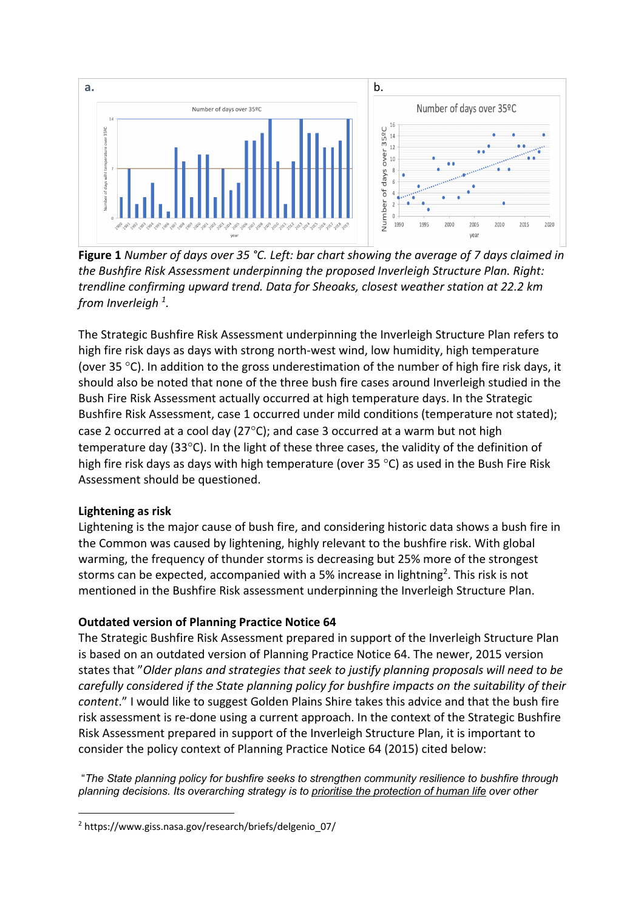a.

Number of days over 35ºC

Number of days with temperature over 35ºC

14

7

0

1990 1991 1992 1993 1994 1995 1996 1997 1998 1999 2000 2001 2002 2003 2004 2005 2006 2007 2008 2009 2010 2011 2012 2013 2014 2015 2016 2017 2018 2019

year

b.

Number of days over 35ºC

Number of days over 35ºC

16 14 12 10 8 6 4 2 0

1990 1995 2000 2005 2010 2015 2020

year

**Figure 1** *Number of days over 35 °C. Left: bar chart showing the average of 7 days claimed in the Bushfire Risk Assessment underpinning the proposed Inverleigh Structure Plan. Right: trendline confirming upward trend. Data for Sheoaks, closest weather station at 22.2 km from Inverleigh* [1]*.*

The Strategic Bushfire Risk Assessment underpinning the Inverleigh Structure Plan refers to high fire risk days as days with strong north-west wind, low humidity, high temperature (over 35 °C). In addition to the gross underestimation of the number of high fire risk days, it should also be noted that none of the three bush fire cases around Inverleigh studied in the Bush Fire Risk Assessment actually occurred at high temperature days. In the Strategic Bushfire Risk Assessment, case 1 occurred under mild conditions (temperature not stated); case 2 occurred at a cool day (27°C); and case 3 occurred at a warm but not high temperature day (33°C). In the light of these three cases, the validity of the definition of high fire risk days as days with high temperature (over 35 °C) as used in the Bush Fire Risk Assessment should be questioned.

**Lightening as risk**

Lightening is the major cause of bush fire, and considering historic data shows a bush fire in the Common was caused by lightening, highly relevant to the bushfire risk. With global warming, the frequency of thunder storms is decreasing but 25% more of the strongest storms can be expected, accompanied with a 5% increase in lightning[2]. This risk is not mentioned in the Bushfire Risk assessment underpinning the Inverleigh Structure Plan.

**Outdated version of Planning Practice Notice 64**

The Strategic Bushfire Risk Assessment prepared in support of the Inverleigh Structure Plan is based on an outdated version of Planning Practice Notice 64. The newer, 2015 version states that "*Older plans and strategies that seek to justify planning proposals will need to be carefully considered if the State planning policy for bushfire impacts on the suitability of their content*." I would like to suggest Golden Plains Shire takes this advice and that the bush fire risk assessment is re-done using a current approach. In the context of the Strategic Bushfire Risk Assessment prepared in support of the Inverleigh Structure Plan, it is important to consider the policy context of Planning Practice Notice 64 (2015) cited below:

"*The State planning policy for bushfire seeks to strengthen community resilience to bushfire through planning decisions. Its overarching strategy is to* <u>*prioritise the protection of human life*</u> *over other*

[2] https://www.giss.nasa.gov/research/briefs/delgenio_07/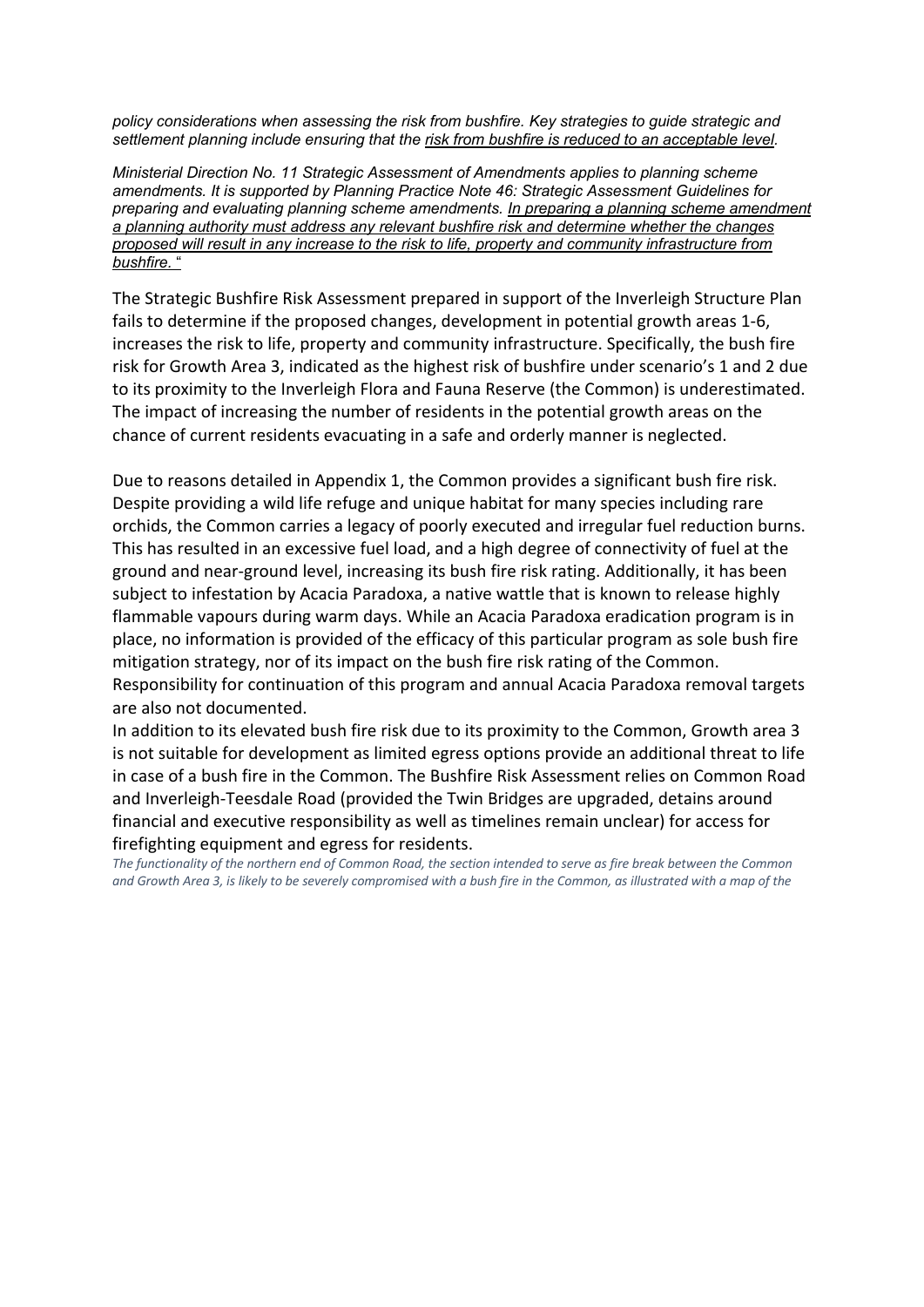*policy considerations when assessing the risk from bushfire. Key strategies to guide strategic and settlement planning include ensuring that the <u>risk from bushfire is reduced to an acceptable level</u>.*

*Ministerial Direction No. 11 Strategic Assessment of Amendments applies to planning scheme amendments. It is supported by Planning Practice Note 46: Strategic Assessment Guidelines for preparing and evaluating planning scheme amendments. <u>In preparing a planning scheme amendment a planning authority must address any relevant bushfire risk and determine whether the changes proposed will result in any increase to the risk to life, property and community infrastructure from bushfire.</u> "*

The Strategic Bushfire Risk Assessment prepared in support of the Inverleigh Structure Plan fails to determine if the proposed changes, development in potential growth areas 1-6, increases the risk to life, property and community infrastructure. Specifically, the bush fire risk for Growth Area 3, indicated as the highest risk of bushfire under scenario's 1 and 2 due to its proximity to the Inverleigh Flora and Fauna Reserve (the Common) is underestimated. The impact of increasing the number of residents in the potential growth areas on the chance of current residents evacuating in a safe and orderly manner is neglected.

Due to reasons detailed in Appendix 1, the Common provides a significant bush fire risk. Despite providing a wild life refuge and unique habitat for many species including rare orchids, the Common carries a legacy of poorly executed and irregular fuel reduction burns. This has resulted in an excessive fuel load, and a high degree of connectivity of fuel at the ground and near-ground level, increasing its bush fire risk rating. Additionally, it has been subject to infestation by Acacia Paradoxa, a native wattle that is known to release highly flammable vapours during warm days. While an Acacia Paradoxa eradication program is in place, no information is provided of the efficacy of this particular program as sole bush fire mitigation strategy, nor of its impact on the bush fire risk rating of the Common. Responsibility for continuation of this program and annual Acacia Paradoxa removal targets are also not documented.

In addition to its elevated bush fire risk due to its proximity to the Common, Growth area 3 is not suitable for development as limited egress options provide an additional threat to life in case of a bush fire in the Common. The Bushfire Risk Assessment relies on Common Road and Inverleigh-Teesdale Road (provided the Twin Bridges are upgraded, detains around financial and executive responsibility as well as timelines remain unclear) for access for firefighting equipment and egress for residents.

*The functionality of the northern end of Common Road, the section intended to serve as fire break between the Common and Growth Area 3, is likely to be severely compromised with a bush fire in the Common, as illustrated with a map of the*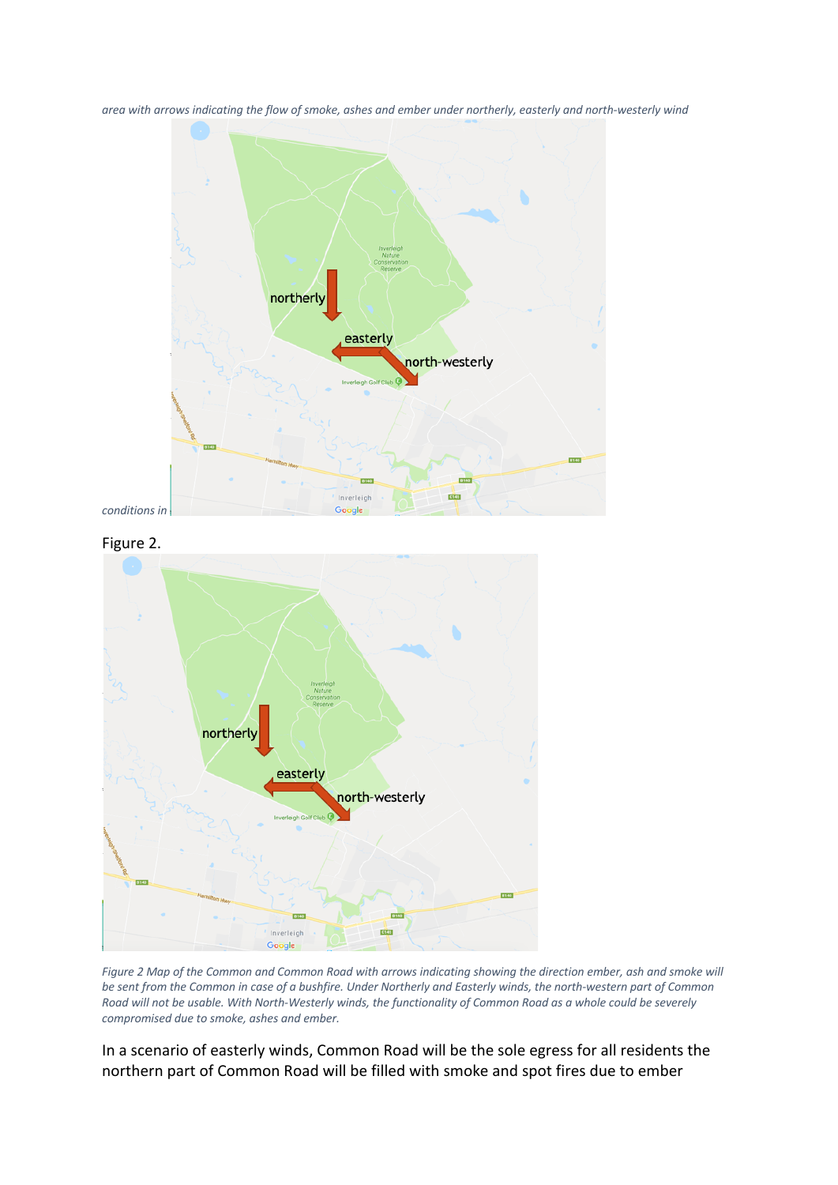*area with arrows indicating the flow of smoke, ashes and ember under northerly, easterly and north-westerly wind conditions in*

northerly
easterly
north-westerly

Figure 2.

northerly
easterly
north-westerly

*Figure 2 Map of the Common and Common Road with arrows indicating showing the direction ember, ash and smoke will be sent from the Common in case of a bushfire. Under Northerly and Easterly winds, the north-western part of Common Road will not be usable. With North-Westerly winds, the functionality of Common Road as a whole could be severely compromised due to smoke, ashes and ember.*

In a scenario of easterly winds, Common Road will be the sole egress for all residents the northern part of Common Road will be filled with smoke and spot fires due to ember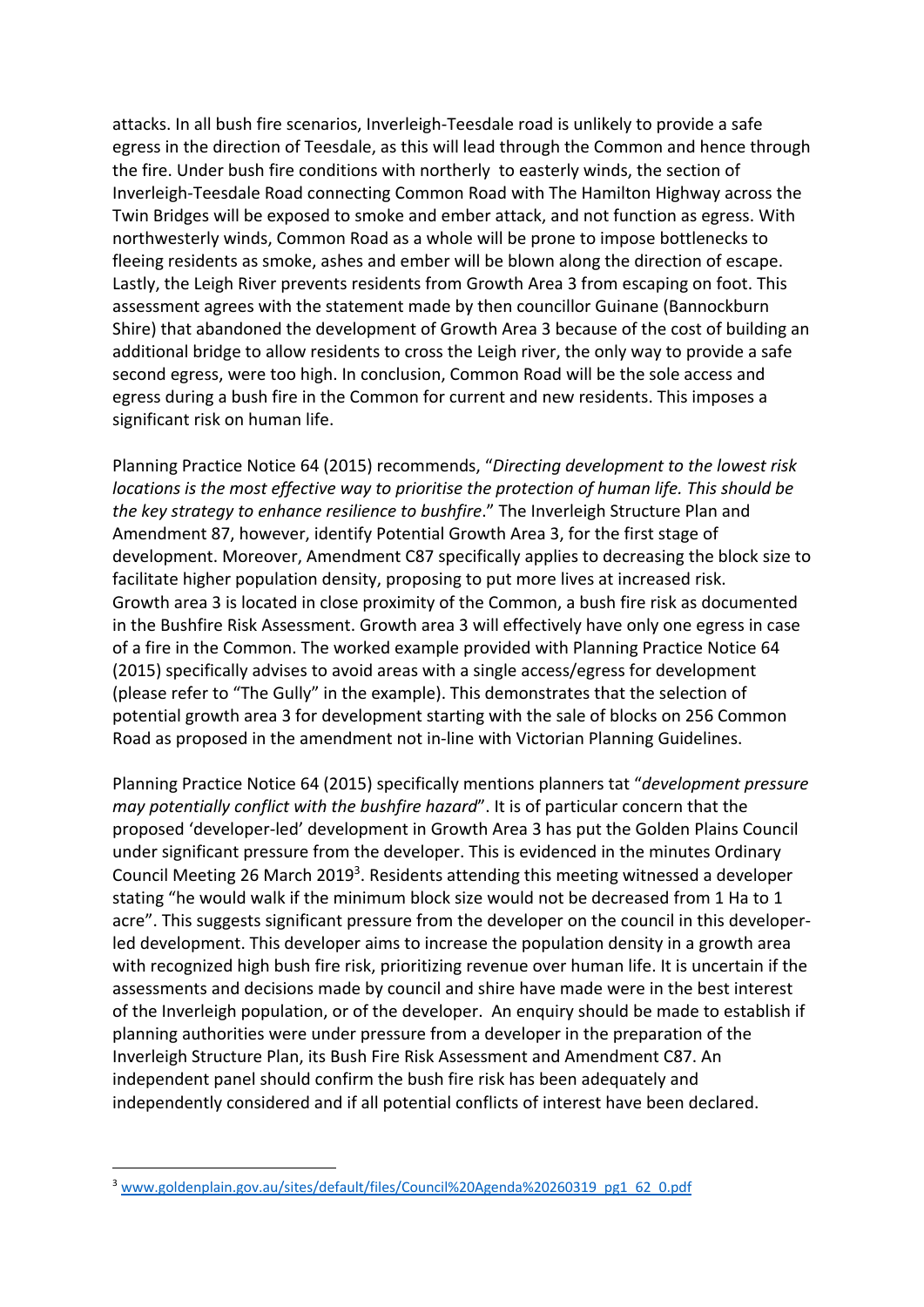attacks. In all bush fire scenarios, Inverleigh-Teesdale road is unlikely to provide a safe egress in the direction of Teesdale, as this will lead through the Common and hence through the fire. Under bush fire conditions with northerly to easterly winds, the section of Inverleigh-Teesdale Road connecting Common Road with The Hamilton Highway across the Twin Bridges will be exposed to smoke and ember attack, and not function as egress. With northwesterly winds, Common Road as a whole will be prone to impose bottlenecks to fleeing residents as smoke, ashes and ember will be blown along the direction of escape. Lastly, the Leigh River prevents residents from Growth Area 3 from escaping on foot. This assessment agrees with the statement made by then councillor Guinane (Bannockburn Shire) that abandoned the development of Growth Area 3 because of the cost of building an additional bridge to allow residents to cross the Leigh river, the only way to provide a safe second egress, were too high. In conclusion, Common Road will be the sole access and egress during a bush fire in the Common for current and new residents. This imposes a significant risk on human life.

Planning Practice Notice 64 (2015) recommends, "*Directing development to the lowest risk locations is the most effective way to prioritise the protection of human life. This should be the key strategy to enhance resilience to bushfire*." The Inverleigh Structure Plan and Amendment 87, however, identify Potential Growth Area 3, for the first stage of development. Moreover, Amendment C87 specifically applies to decreasing the block size to facilitate higher population density, proposing to put more lives at increased risk. Growth area 3 is located in close proximity of the Common, a bush fire risk as documented in the Bushfire Risk Assessment. Growth area 3 will effectively have only one egress in case of a fire in the Common. The worked example provided with Planning Practice Notice 64 (2015) specifically advises to avoid areas with a single access/egress for development (please refer to "The Gully" in the example). This demonstrates that the selection of potential growth area 3 for development starting with the sale of blocks on 256 Common Road as proposed in the amendment not in-line with Victorian Planning Guidelines.

Planning Practice Notice 64 (2015) specifically mentions planners tat "*development pressure may potentially conflict with the bushfire hazard*". It is of particular concern that the proposed 'developer-led' development in Growth Area 3 has put the Golden Plains Council under significant pressure from the developer. This is evidenced in the minutes Ordinary Council Meeting 26 March 2019[3]. Residents attending this meeting witnessed a developer stating "he would walk if the minimum block size would not be decreased from 1 Ha to 1 acre". This suggests significant pressure from the developer on the council in this developer-led development. This developer aims to increase the population density in a growth area with recognized high bush fire risk, prioritizing revenue over human life. It is uncertain if the assessments and decisions made by council and shire have made were in the best interest of the Inverleigh population, or of the developer. An enquiry should be made to establish if planning authorities were under pressure from a developer in the preparation of the Inverleigh Structure Plan, its Bush Fire Risk Assessment and Amendment C87. An independent panel should confirm the bush fire risk has been adequately and independently considered and if all potential conflicts of interest have been declared.

[3] www.goldenplain.gov.au/sites/default/files/Council%20Agenda%20260319_pg1_62_0.pdf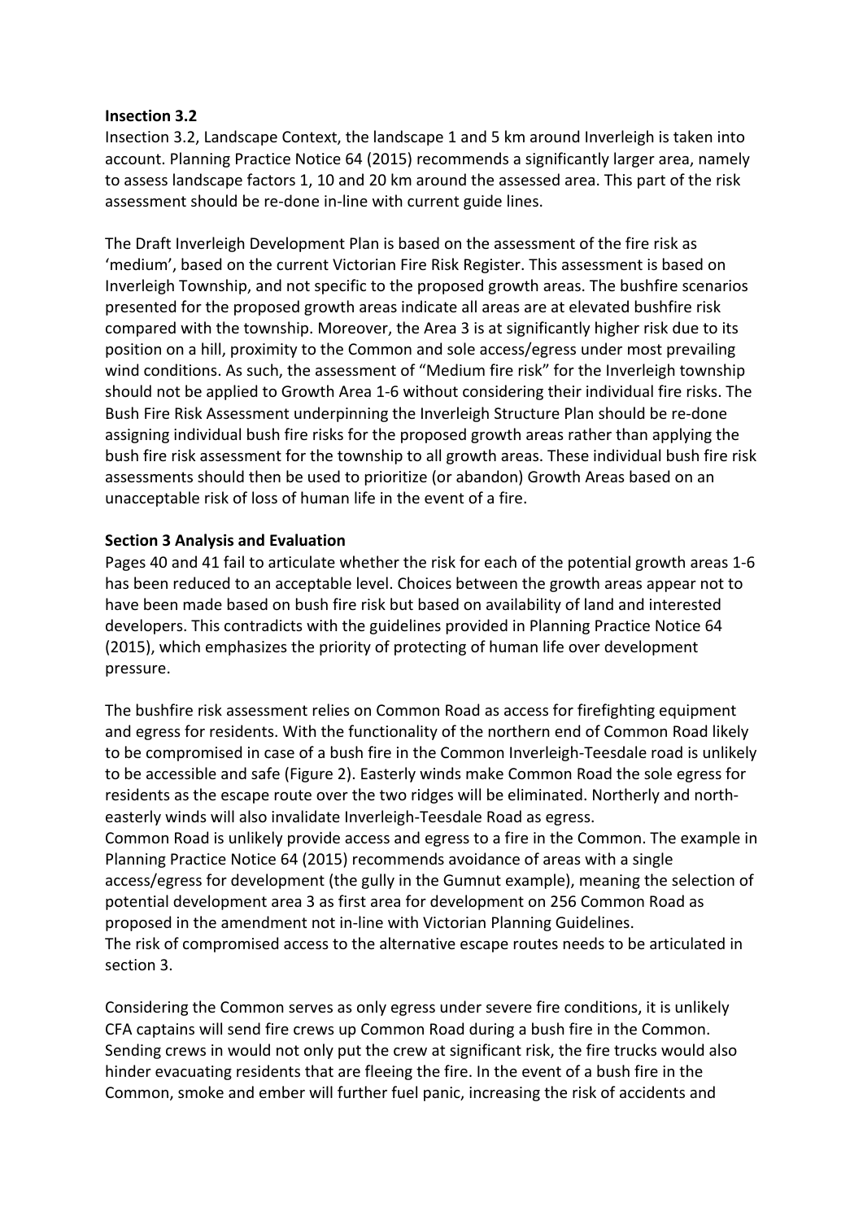**Insection 3.2**

Insection 3.2, Landscape Context, the landscape 1 and 5 km around Inverleigh is taken into account. Planning Practice Notice 64 (2015) recommends a significantly larger area, namely to assess landscape factors 1, 10 and 20 km around the assessed area. This part of the risk assessment should be re-done in-line with current guide lines.

The Draft Inverleigh Development Plan is based on the assessment of the fire risk as 'medium', based on the current Victorian Fire Risk Register. This assessment is based on Inverleigh Township, and not specific to the proposed growth areas. The bushfire scenarios presented for the proposed growth areas indicate all areas are at elevated bushfire risk compared with the township. Moreover, the Area 3 is at significantly higher risk due to its position on a hill, proximity to the Common and sole access/egress under most prevailing wind conditions. As such, the assessment of "Medium fire risk" for the Inverleigh township should not be applied to Growth Area 1-6 without considering their individual fire risks. The Bush Fire Risk Assessment underpinning the Inverleigh Structure Plan should be re-done assigning individual bush fire risks for the proposed growth areas rather than applying the bush fire risk assessment for the township to all growth areas. These individual bush fire risk assessments should then be used to prioritize (or abandon) Growth Areas based on an unacceptable risk of loss of human life in the event of a fire.

**Section 3 Analysis and Evaluation**

Pages 40 and 41 fail to articulate whether the risk for each of the potential growth areas 1-6 has been reduced to an acceptable level. Choices between the growth areas appear not to have been made based on bush fire risk but based on availability of land and interested developers. This contradicts with the guidelines provided in Planning Practice Notice 64 (2015), which emphasizes the priority of protecting of human life over development pressure.

The bushfire risk assessment relies on Common Road as access for firefighting equipment and egress for residents. With the functionality of the northern end of Common Road likely to be compromised in case of a bush fire in the Common Inverleigh-Teesdale road is unlikely to be accessible and safe (Figure 2). Easterly winds make Common Road the sole egress for residents as the escape route over the two ridges will be eliminated. Northerly and north-easterly winds will also invalidate Inverleigh-Teesdale Road as egress.
Common Road is unlikely provide access and egress to a fire in the Common. The example in Planning Practice Notice 64 (2015) recommends avoidance of areas with a single access/egress for development (the gully in the Gumnut example), meaning the selection of potential development area 3 as first area for development on 256 Common Road as proposed in the amendment not in-line with Victorian Planning Guidelines.
The risk of compromised access to the alternative escape routes needs to be articulated in section 3.

Considering the Common serves as only egress under severe fire conditions, it is unlikely CFA captains will send fire crews up Common Road during a bush fire in the Common. Sending crews in would not only put the crew at significant risk, the fire trucks would also hinder evacuating residents that are fleeing the fire. In the event of a bush fire in the Common, smoke and ember will further fuel panic, increasing the risk of accidents and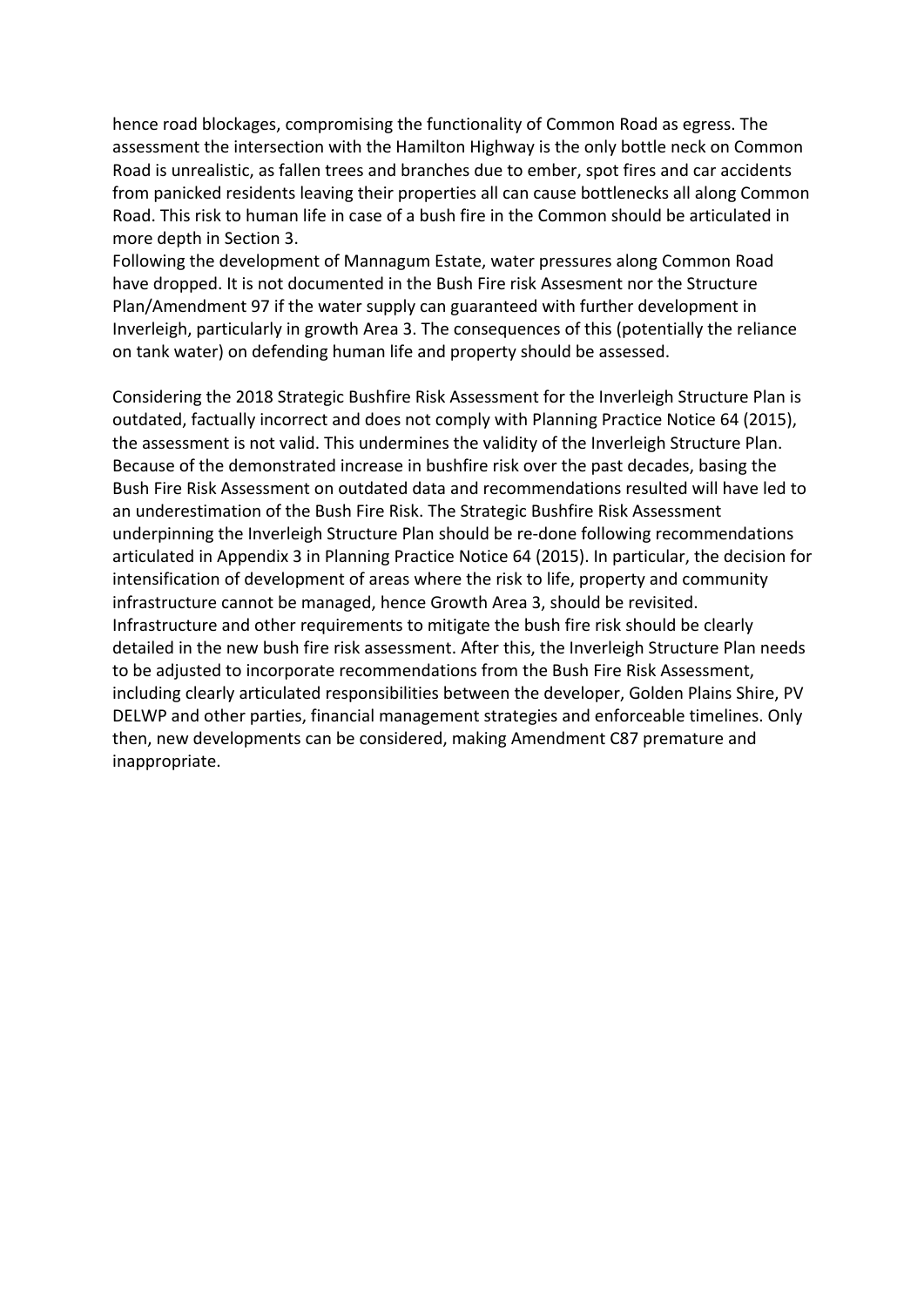hence road blockages, compromising the functionality of Common Road as egress. The assessment the intersection with the Hamilton Highway is the only bottle neck on Common Road is unrealistic, as fallen trees and branches due to ember, spot fires and car accidents from panicked residents leaving their properties all can cause bottlenecks all along Common Road. This risk to human life in case of a bush fire in the Common should be articulated in more depth in Section 3.

Following the development of Mannagum Estate, water pressures along Common Road have dropped. It is not documented in the Bush Fire risk Assesment nor the Structure Plan/Amendment 97 if the water supply can guaranteed with further development in Inverleigh, particularly in growth Area 3. The consequences of this (potentially the reliance on tank water) on defending human life and property should be assessed.

Considering the 2018 Strategic Bushfire Risk Assessment for the Inverleigh Structure Plan is outdated, factually incorrect and does not comply with Planning Practice Notice 64 (2015), the assessment is not valid. This undermines the validity of the Inverleigh Structure Plan. Because of the demonstrated increase in bushfire risk over the past decades, basing the Bush Fire Risk Assessment on outdated data and recommendations resulted will have led to an underestimation of the Bush Fire Risk. The Strategic Bushfire Risk Assessment underpinning the Inverleigh Structure Plan should be re-done following recommendations articulated in Appendix 3 in Planning Practice Notice 64 (2015). In particular, the decision for intensification of development of areas where the risk to life, property and community infrastructure cannot be managed, hence Growth Area 3, should be revisited. Infrastructure and other requirements to mitigate the bush fire risk should be clearly detailed in the new bush fire risk assessment. After this, the Inverleigh Structure Plan needs to be adjusted to incorporate recommendations from the Bush Fire Risk Assessment, including clearly articulated responsibilities between the developer, Golden Plains Shire, PV DELWP and other parties, financial management strategies and enforceable timelines. Only then, new developments can be considered, making Amendment C87 premature and inappropriate.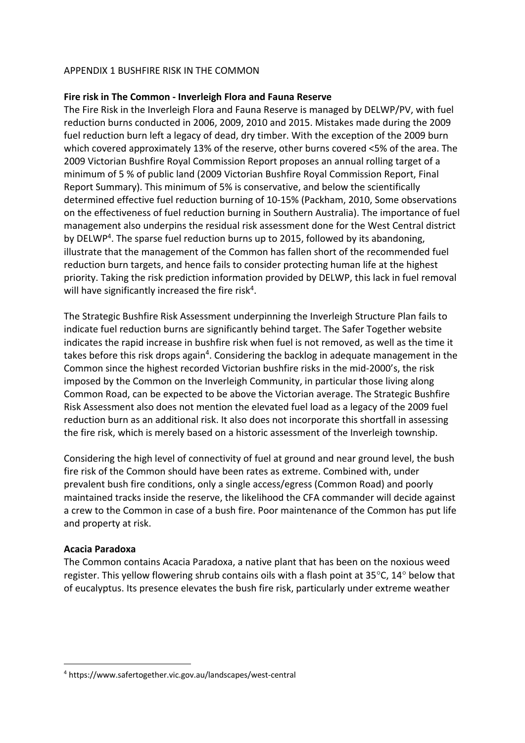APPENDIX 1 BUSHFIRE RISK IN THE COMMON

**Fire risk in The Common - Inverleigh Flora and Fauna Reserve**

The Fire Risk in the Inverleigh Flora and Fauna Reserve is managed by DELWP/PV, with fuel reduction burns conducted in 2006, 2009, 2010 and 2015. Mistakes made during the 2009 fuel reduction burn left a legacy of dead, dry timber. With the exception of the 2009 burn which covered approximately 13% of the reserve, other burns covered <5% of the area. The 2009 Victorian Bushfire Royal Commission Report proposes an annual rolling target of a minimum of 5 % of public land (2009 Victorian Bushfire Royal Commission Report, Final Report Summary). This minimum of 5% is conservative, and below the scientifically determined effective fuel reduction burning of 10-15% (Packham, 2010, Some observations on the effectiveness of fuel reduction burning in Southern Australia). The importance of fuel management also underpins the residual risk assessment done for the West Central district by DELWP[4]. The sparse fuel reduction burns up to 2015, followed by its abandoning, illustrate that the management of the Common has fallen short of the recommended fuel reduction burn targets, and hence fails to consider protecting human life at the highest priority. Taking the risk prediction information provided by DELWP, this lack in fuel removal will have significantly increased the fire risk[4].

The Strategic Bushfire Risk Assessment underpinning the Inverleigh Structure Plan fails to indicate fuel reduction burns are significantly behind target. The Safer Together website indicates the rapid increase in bushfire risk when fuel is not removed, as well as the time it takes before this risk drops again[4]. Considering the backlog in adequate management in the Common since the highest recorded Victorian bushfire risks in the mid-2000's, the risk imposed by the Common on the Inverleigh Community, in particular those living along Common Road, can be expected to be above the Victorian average. The Strategic Bushfire Risk Assessment also does not mention the elevated fuel load as a legacy of the 2009 fuel reduction burn as an additional risk. It also does not incorporate this shortfall in assessing the fire risk, which is merely based on a historic assessment of the Inverleigh township.

Considering the high level of connectivity of fuel at ground and near ground level, the bush fire risk of the Common should have been rates as extreme. Combined with, under prevalent bush fire conditions, only a single access/egress (Common Road) and poorly maintained tracks inside the reserve, the likelihood the CFA commander will decide against a crew to the Common in case of a bush fire. Poor maintenance of the Common has put life and property at risk.

**Acacia Paradoxa**

The Common contains Acacia Paradoxa, a native plant that has been on the noxious weed register. This yellow flowering shrub contains oils with a flash point at 35°C, 14° below that of eucalyptus. Its presence elevates the bush fire risk, particularly under extreme weather

[4] https://www.safertogether.vic.gov.au/landscapes/west-central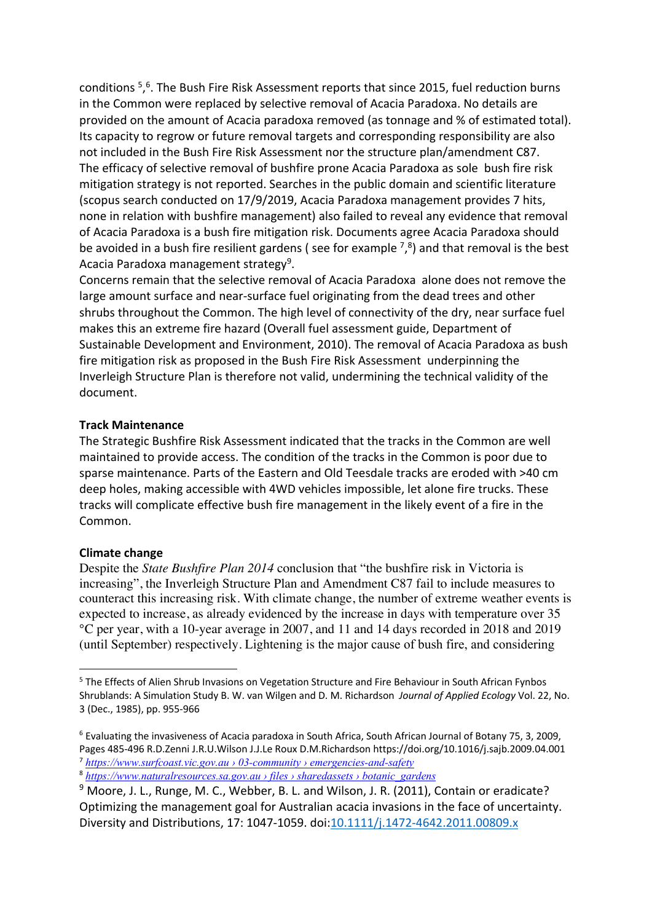conditions [5],[6]. The Bush Fire Risk Assessment reports that since 2015, fuel reduction burns in the Common were replaced by selective removal of Acacia Paradoxa. No details are provided on the amount of Acacia paradoxa removed (as tonnage and % of estimated total). Its capacity to regrow or future removal targets and corresponding responsibility are also not included in the Bush Fire Risk Assessment nor the structure plan/amendment C87. The efficacy of selective removal of bushfire prone Acacia Paradoxa as sole bush fire risk mitigation strategy is not reported. Searches in the public domain and scientific literature (scopus search conducted on 17/9/2019, Acacia Paradoxa management provides 7 hits, none in relation with bushfire management) also failed to reveal any evidence that removal of Acacia Paradoxa is a bush fire mitigation risk. Documents agree Acacia Paradoxa should be avoided in a bush fire resilient gardens ( see for example [7],[8]) and that removal is the best Acacia Paradoxa management strategy[9].

Concerns remain that the selective removal of Acacia Paradoxa alone does not remove the large amount surface and near-surface fuel originating from the dead trees and other shrubs throughout the Common. The high level of connectivity of the dry, near surface fuel makes this an extreme fire hazard (Overall fuel assessment guide, Department of Sustainable Development and Environment, 2010). The removal of Acacia Paradoxa as bush fire mitigation risk as proposed in the Bush Fire Risk Assessment underpinning the Inverleigh Structure Plan is therefore not valid, undermining the technical validity of the document.

**Track Maintenance**

The Strategic Bushfire Risk Assessment indicated that the tracks in the Common are well maintained to provide access. The condition of the tracks in the Common is poor due to sparse maintenance. Parts of the Eastern and Old Teesdale tracks are eroded with >40 cm deep holes, making accessible with 4WD vehicles impossible, let alone fire trucks. These tracks will complicate effective bush fire management in the likely event of a fire in the Common.

**Climate change**

Despite the *State Bushfire Plan 2014* conclusion that "the bushfire risk in Victoria is increasing", the Inverleigh Structure Plan and Amendment C87 fail to include measures to counteract this increasing risk. With climate change, the number of extreme weather events is expected to increase, as already evidenced by the increase in days with temperature over 35 °C per year, with a 10-year average in 2007, and 11 and 14 days recorded in 2018 and 2019 (until September) respectively. Lightening is the major cause of bush fire, and considering

---

[5] The Effects of Alien Shrub Invasions on Vegetation Structure and Fire Behaviour in South African Fynbos Shrublands: A Simulation Study B. W. van Wilgen and D. M. Richardson *Journal of Applied Ecology* Vol. 22, No. 3 (Dec., 1985), pp. 955-966

[6] Evaluating the invasiveness of Acacia paradoxa in South Africa, South African Journal of Botany 75, 3, 2009, Pages 485-496 R.D.Zenni J.R.U.Wilson J.J.Le Roux D.M.Richardson https://doi.org/10.1016/j.sajb.2009.04.001

[7] *https://www.surfcoast.vic.gov.au › 03-community › emergencies-and-safety*

[8] *https://www.naturalresources.sa.gov.au › files › sharedassets › botanic_gardens*

[9] Moore, J. L., Runge, M. C., Webber, B. L. and Wilson, J. R. (2011), Contain or eradicate? Optimizing the management goal for Australian acacia invasions in the face of uncertainty. Diversity and Distributions, 17: 1047-1059. doi:10.1111/j.1472-4642.2011.00809.x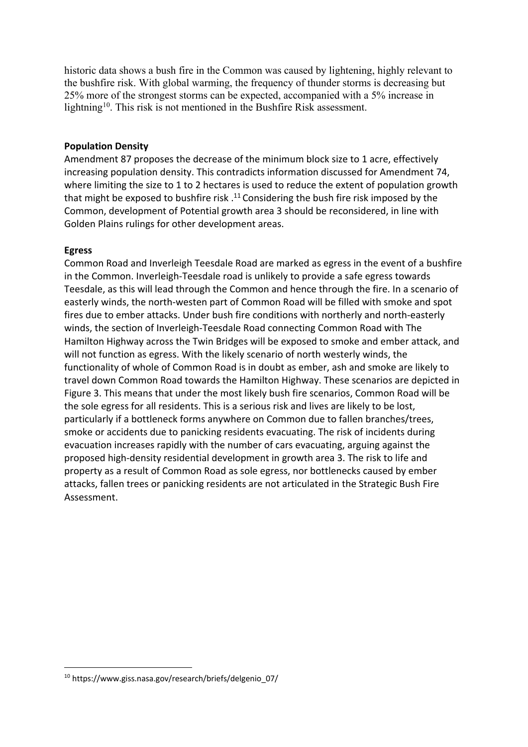historic data shows a bush fire in the Common was caused by lightening, highly relevant to the bushfire risk. With global warming, the frequency of thunder storms is decreasing but 25% more of the strongest storms can be expected, accompanied with a 5% increase in lightning[10]. This risk is not mentioned in the Bushfire Risk assessment.

**Population Density**

Amendment 87 proposes the decrease of the minimum block size to 1 acre, effectively increasing population density. This contradicts information discussed for Amendment 74, where limiting the size to 1 to 2 hectares is used to reduce the extent of population growth that might be exposed to bushfire risk .[11] Considering the bush fire risk imposed by the Common, development of Potential growth area 3 should be reconsidered, in line with Golden Plains rulings for other development areas.

**Egress**

Common Road and Inverleigh Teesdale Road are marked as egress in the event of a bushfire in the Common. Inverleigh-Teesdale road is unlikely to provide a safe egress towards Teesdale, as this will lead through the Common and hence through the fire. In a scenario of easterly winds, the north-westen part of Common Road will be filled with smoke and spot fires due to ember attacks. Under bush fire conditions with northerly and north-easterly winds, the section of Inverleigh-Teesdale Road connecting Common Road with The Hamilton Highway across the Twin Bridges will be exposed to smoke and ember attack, and will not function as egress. With the likely scenario of north westerly winds, the functionality of whole of Common Road is in doubt as ember, ash and smoke are likely to travel down Common Road towards the Hamilton Highway. These scenarios are depicted in Figure 3. This means that under the most likely bush fire scenarios, Common Road will be the sole egress for all residents. This is a serious risk and lives are likely to be lost, particularly if a bottleneck forms anywhere on Common due to fallen branches/trees, smoke or accidents due to panicking residents evacuating. The risk of incidents during evacuation increases rapidly with the number of cars evacuating, arguing against the proposed high-density residential development in growth area 3. The risk to life and property as a result of Common Road as sole egress, nor bottlenecks caused by ember attacks, fallen trees or panicking residents are not articulated in the Strategic Bush Fire Assessment.

[10] https://www.giss.nasa.gov/research/briefs/delgenio_07/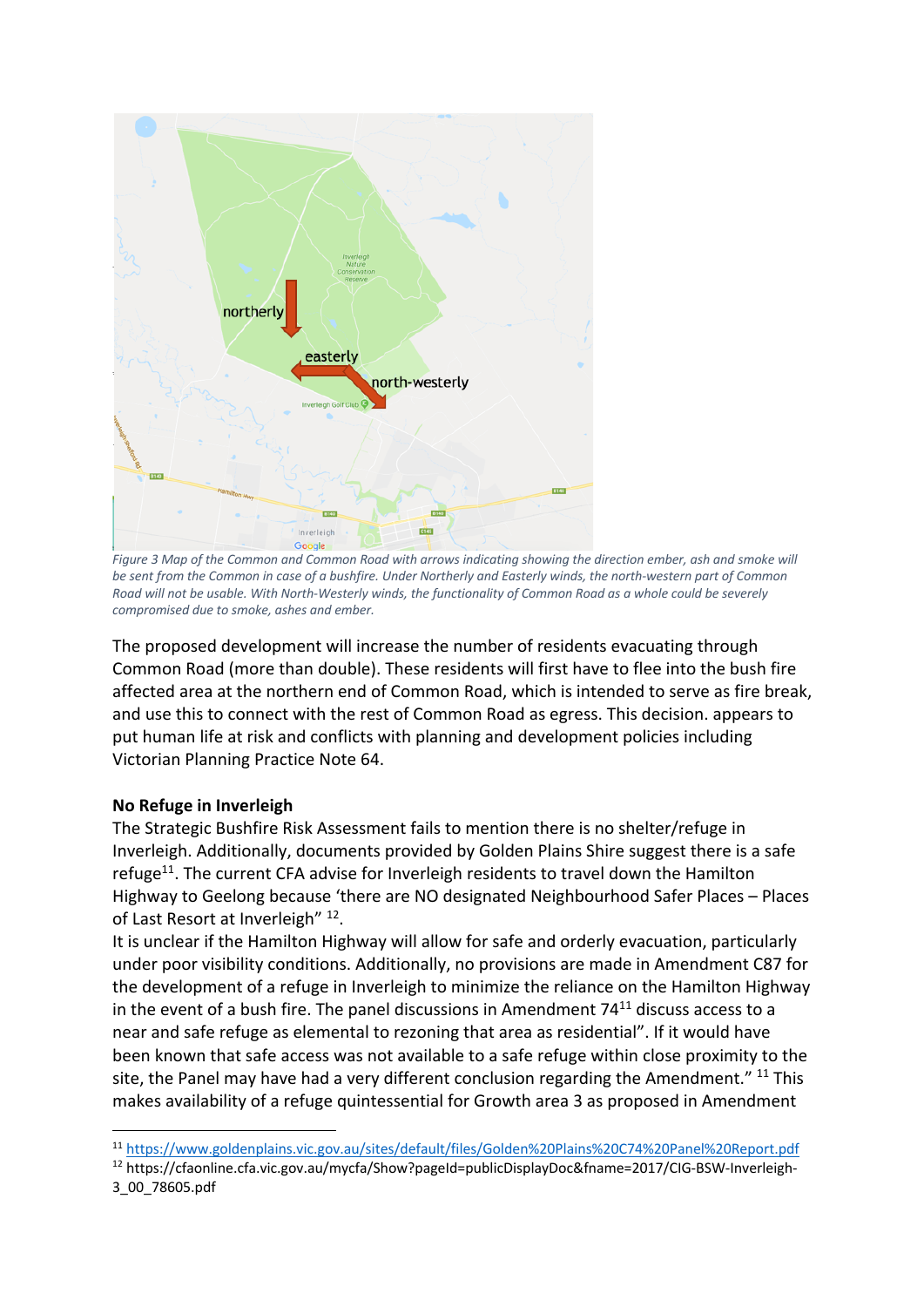northerly

easterly

north-westerly

Inverleigh Nature Conservation Reserve

Inverleigh Golf Club

Hamilton Hwy

Inverleigh

*Figure 3 Map of the Common and Common Road with arrows indicating showing the direction ember, ash and smoke will be sent from the Common in case of a bushfire. Under Northerly and Easterly winds, the north-western part of Common Road will not be usable. With North-Westerly winds, the functionality of Common Road as a whole could be severely compromised due to smoke, ashes and ember.*

The proposed development will increase the number of residents evacuating through Common Road (more than double). These residents will first have to flee into the bush fire affected area at the northern end of Common Road, which is intended to serve as fire break, and use this to connect with the rest of Common Road as egress. This decision. appears to put human life at risk and conflicts with planning and development policies including Victorian Planning Practice Note 64.

**No Refuge in Inverleigh**

The Strategic Bushfire Risk Assessment fails to mention there is no shelter/refuge in Inverleigh. Additionally, documents provided by Golden Plains Shire suggest there is a safe refuge[11]. The current CFA advise for Inverleigh residents to travel down the Hamilton Highway to Geelong because 'there are NO designated Neighbourhood Safer Places – Places of Last Resort at Inverleigh" [12].

It is unclear if the Hamilton Highway will allow for safe and orderly evacuation, particularly under poor visibility conditions. Additionally, no provisions are made in Amendment C87 for the development of a refuge in Inverleigh to minimize the reliance on the Hamilton Highway in the event of a bush fire. The panel discussions in Amendment 74[11] discuss access to a near and safe refuge as elemental to rezoning that area as residential". If it would have been known that safe access was not available to a safe refuge within close proximity to the site, the Panel may have had a very different conclusion regarding the Amendment." [11] This makes availability of a refuge quintessential for Growth area 3 as proposed in Amendment

[11] https://www.goldenplains.vic.gov.au/sites/default/files/Golden%20Plains%20C74%20Panel%20Report.pdf

[12] https://cfaonline.cfa.vic.gov.au/mycfa/Show?pageId=publicDisplayDoc&fname=2017/CIG-BSW-Inverleigh-3_00_78605.pdf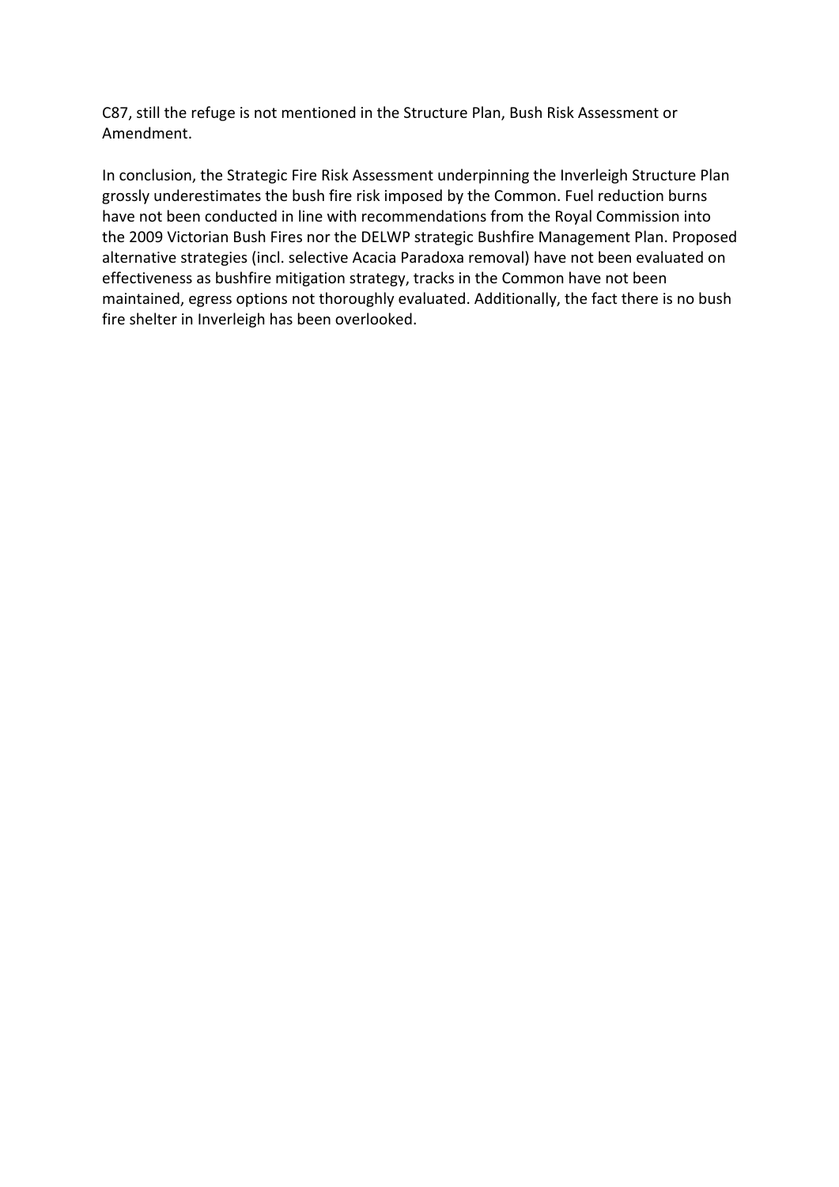C87, still the refuge is not mentioned in the Structure Plan, Bush Risk Assessment or Amendment.

In conclusion, the Strategic Fire Risk Assessment underpinning the Inverleigh Structure Plan grossly underestimates the bush fire risk imposed by the Common. Fuel reduction burns have not been conducted in line with recommendations from the Royal Commission into the 2009 Victorian Bush Fires nor the DELWP strategic Bushfire Management Plan. Proposed alternative strategies (incl. selective Acacia Paradoxa removal) have not been evaluated on effectiveness as bushfire mitigation strategy, tracks in the Common have not been maintained, egress options not thoroughly evaluated. Additionally, the fact there is no bush fire shelter in Inverleigh has been overlooked.